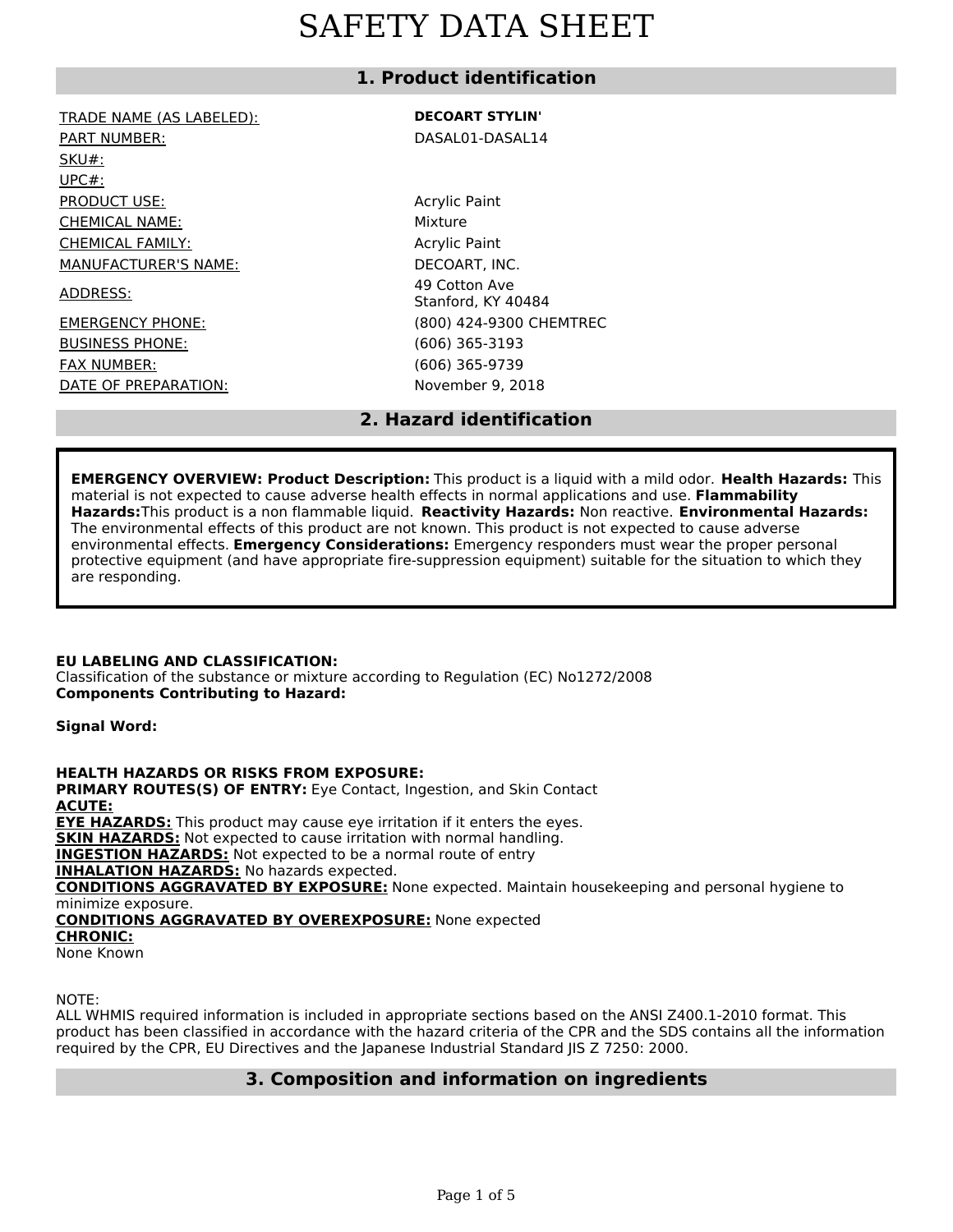# SAFETY DATA SHEET

## 1. Product identification

| | |
|---|---|
| TRADE NAME (AS LABELED): | **DECOART STYLIN'** |
| PART NUMBER: | DASAL01-DASAL14 |
| SKU#: | |
| UPC#: | |
| PRODUCT USE: | Acrylic Paint |
| CHEMICAL NAME: | Mixture |
| CHEMICAL FAMILY: | Acrylic Paint |
| MANUFACTURER'S NAME: | DECOART, INC. |
| ADDRESS: | 49 Cotton Ave<br>Stanford, KY 40484 |
| EMERGENCY PHONE: | (800) 424-9300 CHEMTREC |
| BUSINESS PHONE: | (606) 365-3193 |
| FAX NUMBER: | (606) 365-9739 |
| DATE OF PREPARATION: | November 9, 2018 |

## 2. Hazard identification

**EMERGENCY OVERVIEW: Product Description:** This product is a liquid with a mild odor. **Health Hazards:** This material is not expected to cause adverse health effects in normal applications and use. **Flammability Hazards:** This product is a non flammable liquid. **Reactivity Hazards:** Non reactive. **Environmental Hazards:** The environmental effects of this product are not known. This product is not expected to cause adverse environmental effects. **Emergency Considerations:** Emergency responders must wear the proper personal protective equipment (and have appropriate fire-suppression equipment) suitable for the situation to which they are responding.

**EU LABELING AND CLASSIFICATION:**
Classification of the substance or mixture according to Regulation (EC) No1272/2008
**Components Contributing to Hazard:**

**Signal Word:**

**HEALTH HAZARDS OR RISKS FROM EXPOSURE:**
**PRIMARY ROUTES(S) OF ENTRY:** Eye Contact, Ingestion, and Skin Contact
**ACUTE:**
**EYE HAZARDS:** This product may cause eye irritation if it enters the eyes.
**SKIN HAZARDS:** Not expected to cause irritation with normal handling.
**INGESTION HAZARDS:** Not expected to be a normal route of entry
**INHALATION HAZARDS:** No hazards expected.
**CONDITIONS AGGRAVATED BY EXPOSURE:** None expected. Maintain housekeeping and personal hygiene to minimize exposure.
**CONDITIONS AGGRAVATED BY OVEREXPOSURE:** None expected
**CHRONIC:**
None Known

NOTE:
ALL WHMIS required information is included in appropriate sections based on the ANSI Z400.1-2010 format. This product has been classified in accordance with the hazard criteria of the CPR and the SDS contains all the information required by the CPR, EU Directives and the Japanese Industrial Standard JIS Z 7250: 2000.

## 3. Composition and information on ingredients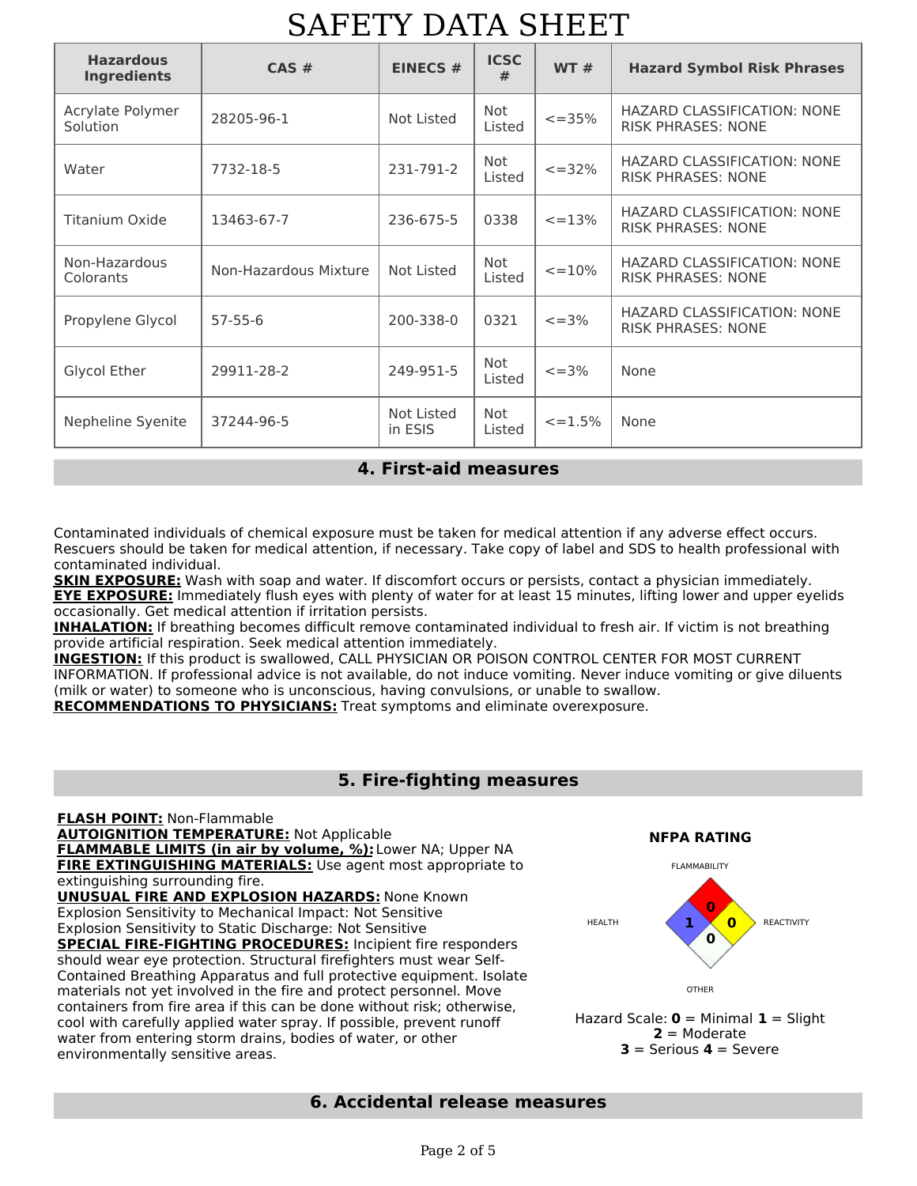# SAFETY DATA SHEET

| Hazardous Ingredients | CAS # | EINECS # | ICSC # | WT # | Hazard Symbol Risk Phrases |
|---|---|---|---|---|---|
| Acrylate Polymer Solution | 28205-96-1 | Not Listed | Not Listed | <=35% | HAZARD CLASSIFICATION: NONE RISK PHRASES: NONE |
| Water | 7732-18-5 | 231-791-2 | Not Listed | <=32% | HAZARD CLASSIFICATION: NONE RISK PHRASES: NONE |
| Titanium Oxide | 13463-67-7 | 236-675-5 | 0338 | <=13% | HAZARD CLASSIFICATION: NONE RISK PHRASES: NONE |
| Non-Hazardous Colorants | Non-Hazardous Mixture | Not Listed | Not Listed | <=10% | HAZARD CLASSIFICATION: NONE RISK PHRASES: NONE |
| Propylene Glycol | 57-55-6 | 200-338-0 | 0321 | <=3% | HAZARD CLASSIFICATION: NONE RISK PHRASES: NONE |
| Glycol Ether | 29911-28-2 | 249-951-5 | Not Listed | <=3% | None |
| Nepheline Syenite | 37244-96-5 | Not Listed in ESIS | Not Listed | <=1.5% | None |

## 4. First-aid measures

Contaminated individuals of chemical exposure must be taken for medical attention if any adverse effect occurs. Rescuers should be taken for medical attention, if necessary. Take copy of label and SDS to health professional with contaminated individual.

**SKIN EXPOSURE:** Wash with soap and water. If discomfort occurs or persists, contact a physician immediately.

**EYE EXPOSURE:** Immediately flush eyes with plenty of water for at least 15 minutes, lifting lower and upper eyelids occasionally. Get medical attention if irritation persists.

**INHALATION:** If breathing becomes difficult remove contaminated individual to fresh air. If victim is not breathing provide artificial respiration. Seek medical attention immediately.

**INGESTION:** If this product is swallowed, CALL PHYSICIAN OR POISON CONTROL CENTER FOR MOST CURRENT INFORMATION. If professional advice is not available, do not induce vomiting. Never induce vomiting or give diluents (milk or water) to someone who is unconscious, having convulsions, or unable to swallow.

**RECOMMENDATIONS TO PHYSICIANS:** Treat symptoms and eliminate overexposure.

## 5. Fire-fighting measures

**FLASH POINT:** Non-Flammable

**AUTOIGNITION TEMPERATURE:** Not Applicable

**FLAMMABLE LIMITS (in air by volume, %):** Lower NA; Upper NA

**FIRE EXTINGUISHING MATERIALS:** Use agent most appropriate to extinguishing surrounding fire.

**UNUSUAL FIRE AND EXPLOSION HAZARDS:** None Known

Explosion Sensitivity to Mechanical Impact: Not Sensitive

Explosion Sensitivity to Static Discharge: Not Sensitive

**SPECIAL FIRE-FIGHTING PROCEDURES:** Incipient fire responders should wear eye protection. Structural firefighters must wear Self-Contained Breathing Apparatus and full protective equipment. Isolate materials not yet involved in the fire and protect personnel. Move containers from fire area if this can be done without risk; otherwise, cool with carefully applied water spray. If possible, prevent runoff water from entering storm drains, bodies of water, or other environmentally sensitive areas.

**NFPA RATING**

FLAMMABILITY: 0
HEALTH: 1
REACTIVITY: 0
OTHER: 0

Hazard Scale: **0** = Minimal **1** = Slight **2** = Moderate **3** = Serious **4** = Severe

## 6. Accidental release measures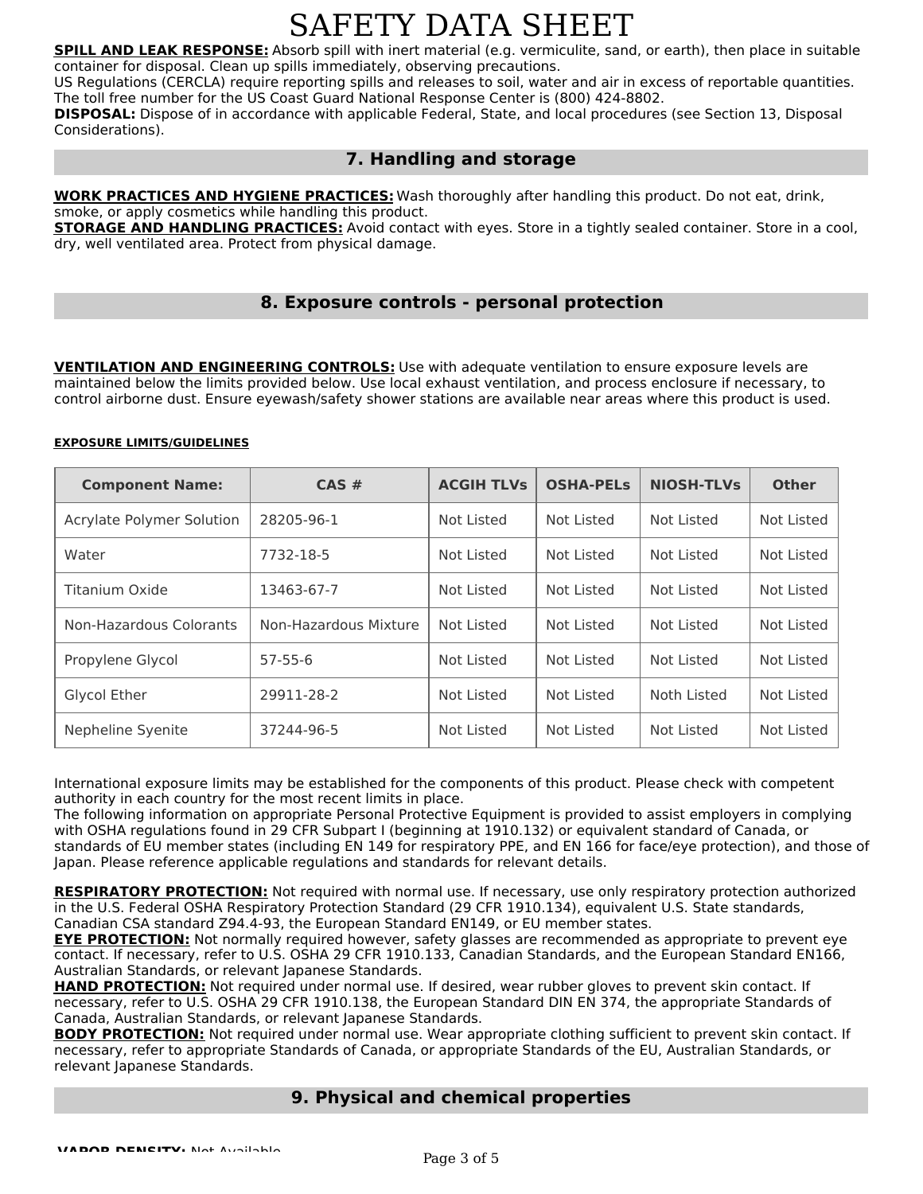**SPILL AND LEAK RESPONSE:** Absorb spill with inert material (e.g. vermiculite, sand, or earth), then place in suitable container for disposal. Clean up spills immediately, observing precautions.
US Regulations (CERCLA) require reporting spills and releases to soil, water and air in excess of reportable quantities. The toll free number for the US Coast Guard National Response Center is (800) 424-8802.
**DISPOSAL:** Dispose of in accordance with applicable Federal, State, and local procedures (see Section 13, Disposal Considerations).

## 7. Handling and storage

**WORK PRACTICES AND HYGIENE PRACTICES:** Wash thoroughly after handling this product. Do not eat, drink, smoke, or apply cosmetics while handling this product.
**STORAGE AND HANDLING PRACTICES:** Avoid contact with eyes. Store in a tightly sealed container. Store in a cool, dry, well ventilated area. Protect from physical damage.

## 8. Exposure controls - personal protection

**VENTILATION AND ENGINEERING CONTROLS:** Use with adequate ventilation to ensure exposure levels are maintained below the limits provided below. Use local exhaust ventilation, and process enclosure if necessary, to control airborne dust. Ensure eyewash/safety shower stations are available near areas where this product is used.

**EXPOSURE LIMITS/GUIDELINES**

| Component Name: | CAS # | ACGIH TLVs | OSHA-PELs | NIOSH-TLVs | Other |
|---|---|---|---|---|---|
| Acrylate Polymer Solution | 28205-96-1 | Not Listed | Not Listed | Not Listed | Not Listed |
| Water | 7732-18-5 | Not Listed | Not Listed | Not Listed | Not Listed |
| Titanium Oxide | 13463-67-7 | Not Listed | Not Listed | Not Listed | Not Listed |
| Non-Hazardous Colorants | Non-Hazardous Mixture | Not Listed | Not Listed | Not Listed | Not Listed |
| Propylene Glycol | 57-55-6 | Not Listed | Not Listed | Not Listed | Not Listed |
| Glycol Ether | 29911-28-2 | Not Listed | Not Listed | Noth Listed | Not Listed |
| Nepheline Syenite | 37244-96-5 | Not Listed | Not Listed | Not Listed | Not Listed |

International exposure limits may be established for the components of this product. Please check with competent authority in each country for the most recent limits in place.
The following information on appropriate Personal Protective Equipment is provided to assist employers in complying with OSHA regulations found in 29 CFR Subpart I (beginning at 1910.132) or equivalent standard of Canada, or standards of EU member states (including EN 149 for respiratory PPE, and EN 166 for face/eye protection), and those of Japan. Please reference applicable regulations and standards for relevant details.

**RESPIRATORY PROTECTION:** Not required with normal use. If necessary, use only respiratory protection authorized in the U.S. Federal OSHA Respiratory Protection Standard (29 CFR 1910.134), equivalent U.S. State standards, Canadian CSA standard Z94.4-93, the European Standard EN149, or EU member states.
**EYE PROTECTION:** Not normally required however, safety glasses are recommended as appropriate to prevent eye contact. If necessary, refer to U.S. OSHA 29 CFR 1910.133, Canadian Standards, and the European Standard EN166, Australian Standards, or relevant Japanese Standards.
**HAND PROTECTION:** Not required under normal use. If desired, wear rubber gloves to prevent skin contact. If necessary, refer to U.S. OSHA 29 CFR 1910.138, the European Standard DIN EN 374, the appropriate Standards of Canada, Australian Standards, or relevant Japanese Standards.
**BODY PROTECTION:** Not required under normal use. Wear appropriate clothing sufficient to prevent skin contact. If necessary, refer to appropriate Standards of Canada, or appropriate Standards of the EU, Australian Standards, or relevant Japanese Standards.

## 9. Physical and chemical properties

**VAPOR DENSITY:** Not Available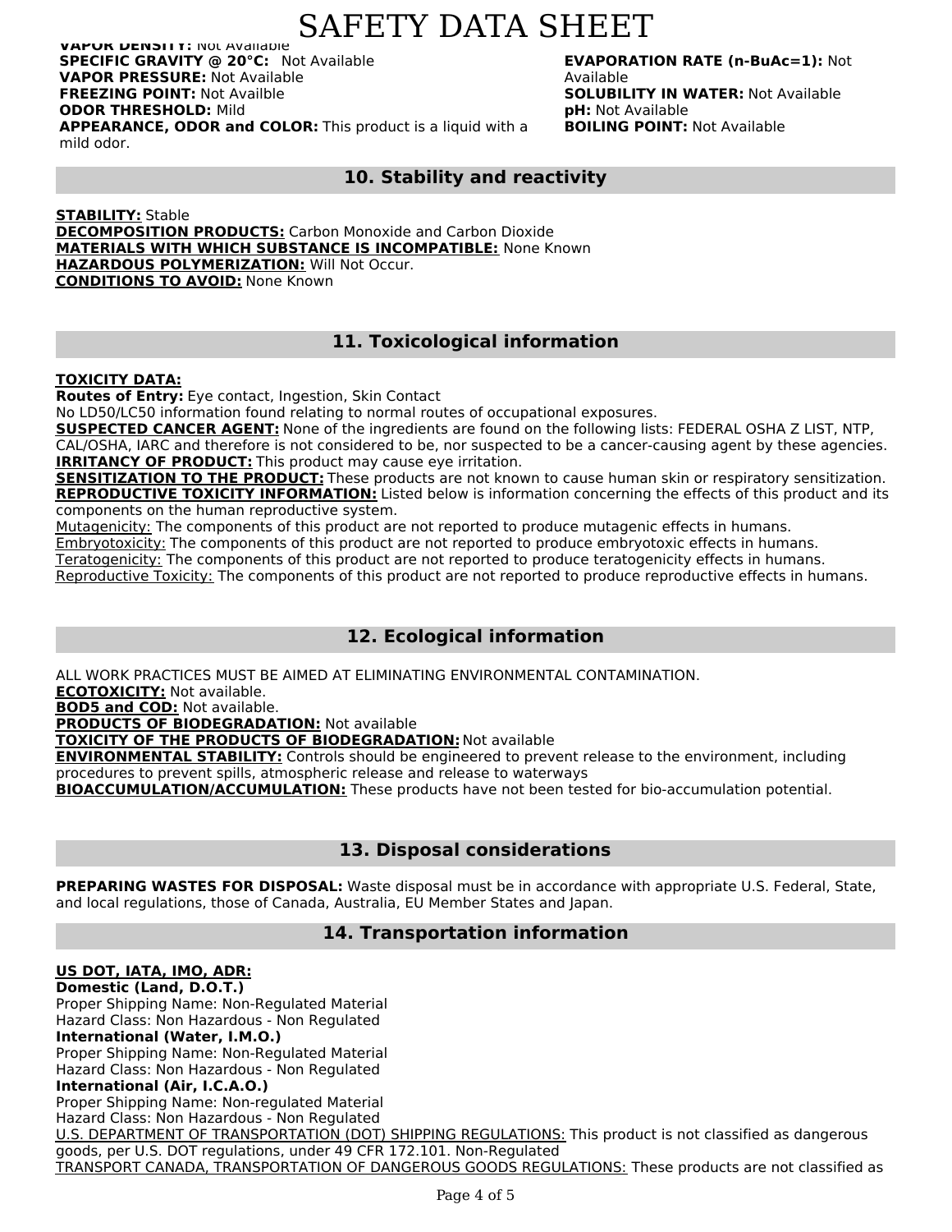**VAPOR DENSITY:** Not Available
**SPECIFIC GRAVITY @ 20°C:** Not Available
**VAPOR PRESSURE:** Not Available
**FREEZING POINT:** Not Availble
**ODOR THRESHOLD:** Mild
**APPEARANCE, ODOR and COLOR:** This product is a liquid with a mild odor.
**EVAPORATION RATE (n-BuAc=1):** Not Available
**SOLUBILITY IN WATER:** Not Available
**pH:** Not Available
**BOILING POINT:** Not Available

## 10. Stability and reactivity

**STABILITY:** Stable
**DECOMPOSITION PRODUCTS:** Carbon Monoxide and Carbon Dioxide
**MATERIALS WITH WHICH SUBSTANCE IS INCOMPATIBLE:** None Known
**HAZARDOUS POLYMERIZATION:** Will Not Occur.
**CONDITIONS TO AVOID:** None Known

## 11. Toxicological information

**TOXICITY DATA:**
**Routes of Entry:** Eye contact, Ingestion, Skin Contact
No LD50/LC50 information found relating to normal routes of occupational exposures.
**SUSPECTED CANCER AGENT:** None of the ingredients are found on the following lists: FEDERAL OSHA Z LIST, NTP, CAL/OSHA, IARC and therefore is not considered to be, nor suspected to be a cancer-causing agent by these agencies.
**IRRITANCY OF PRODUCT:** This product may cause eye irritation.
**SENSITIZATION TO THE PRODUCT:** These products are not known to cause human skin or respiratory sensitization.
**REPRODUCTIVE TOXICITY INFORMATION:** Listed below is information concerning the effects of this product and its components on the human reproductive system.
Mutagenicity: The components of this product are not reported to produce mutagenic effects in humans.
Embryotoxicity: The components of this product are not reported to produce embryotoxic effects in humans.
Teratogenicity: The components of this product are not reported to produce teratogenicity effects in humans.
Reproductive Toxicity: The components of this product are not reported to produce reproductive effects in humans.

## 12. Ecological information

ALL WORK PRACTICES MUST BE AIMED AT ELIMINATING ENVIRONMENTAL CONTAMINATION.
**ECOTOXICITY:** Not available.
**BOD5 and COD:** Not available.
**PRODUCTS OF BIODEGRADATION:** Not available
**TOXICITY OF THE PRODUCTS OF BIODEGRADATION:** Not available
**ENVIRONMENTAL STABILITY:** Controls should be engineered to prevent release to the environment, including procedures to prevent spills, atmospheric release and release to waterways
**BIOACCUMULATION/ACCUMULATION:** These products have not been tested for bio-accumulation potential.

## 13. Disposal considerations

**PREPARING WASTES FOR DISPOSAL:** Waste disposal must be in accordance with appropriate U.S. Federal, State, and local regulations, those of Canada, Australia, EU Member States and Japan.

## 14. Transportation information

**US DOT, IATA, IMO, ADR:**
**Domestic (Land, D.O.T.)**
Proper Shipping Name: Non-Regulated Material
Hazard Class: Non Hazardous - Non Regulated
**International (Water, I.M.O.)**
Proper Shipping Name: Non-Regulated Material
Hazard Class: Non Hazardous - Non Regulated
**International (Air, I.C.A.O.)**
Proper Shipping Name: Non-regulated Material
Hazard Class: Non Hazardous - Non Regulated
U.S. DEPARTMENT OF TRANSPORTATION (DOT) SHIPPING REGULATIONS: This product is not classified as dangerous goods, per U.S. DOT regulations, under 49 CFR 172.101. Non-Regulated
TRANSPORT CANADA, TRANSPORTATION OF DANGEROUS GOODS REGULATIONS: These products are not classified as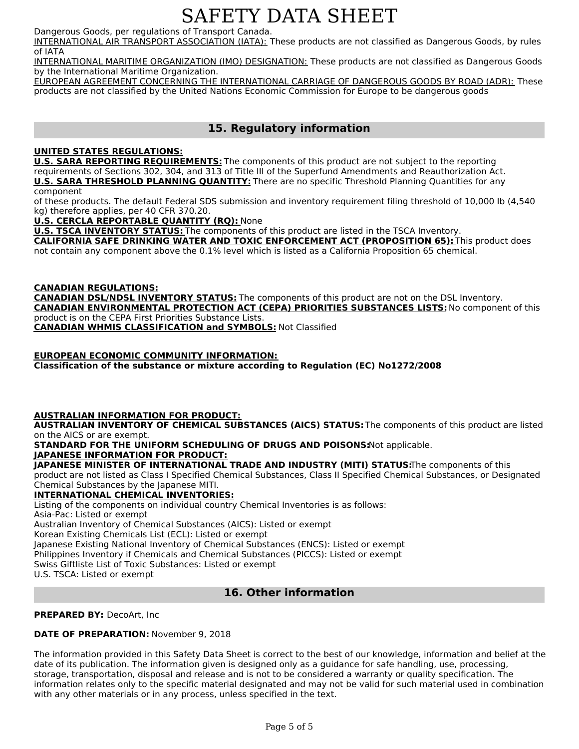Dangerous Goods, per regulations of Transport Canada.

INTERNATIONAL AIR TRANSPORT ASSOCIATION (IATA): These products are not classified as Dangerous Goods, by rules of IATA

INTERNATIONAL MARITIME ORGANIZATION (IMO) DESIGNATION: These products are not classified as Dangerous Goods by the International Maritime Organization.

EUROPEAN AGREEMENT CONCERNING THE INTERNATIONAL CARRIAGE OF DANGEROUS GOODS BY ROAD (ADR): These products are not classified by the United Nations Economic Commission for Europe to be dangerous goods

## 15. Regulatory information

**UNITED STATES REGULATIONS:**

**U.S. SARA REPORTING REQUIREMENTS:** The components of this product are not subject to the reporting requirements of Sections 302, 304, and 313 of Title III of the Superfund Amendments and Reauthorization Act.

**U.S. SARA THRESHOLD PLANNING QUANTITY:** There are no specific Threshold Planning Quantities for any component of these products. The default Federal SDS submission and inventory requirement filing threshold of 10,000 lb (4,540 kg) therefore applies, per 40 CFR 370.20.

**U.S. CERCLA REPORTABLE QUANTITY (RQ):** None

**U.S. TSCA INVENTORY STATUS:** The components of this product are listed in the TSCA Inventory.

**CALIFORNIA SAFE DRINKING WATER AND TOXIC ENFORCEMENT ACT (PROPOSITION 65):** This product does not contain any component above the 0.1% level which is listed as a California Proposition 65 chemical.

**CANADIAN REGULATIONS:**

**CANADIAN DSL/NDSL INVENTORY STATUS:** The components of this product are not on the DSL Inventory.

**CANADIAN ENVIRONMENTAL PROTECTION ACT (CEPA) PRIORITIES SUBSTANCES LISTS:** No component of this product is on the CEPA First Priorities Substance Lists.

**CANADIAN WHMIS CLASSIFICATION and SYMBOLS:** Not Classified

**EUROPEAN ECONOMIC COMMUNITY INFORMATION:**

**Classification of the substance or mixture according to Regulation (EC) No1272/2008**

**AUSTRALIAN INFORMATION FOR PRODUCT:**

**AUSTRALIAN INVENTORY OF CHEMICAL SUBSTANCES (AICS) STATUS:** The components of this product are listed on the AICS or are exempt.

**STANDARD FOR THE UNIFORM SCHEDULING OF DRUGS AND POISONS:** Not applicable.

**JAPANESE INFORMATION FOR PRODUCT:**

**JAPANESE MINISTER OF INTERNATIONAL TRADE AND INDUSTRY (MITI) STATUS:** The components of this product are not listed as Class I Specified Chemical Substances, Class II Specified Chemical Substances, or Designated Chemical Substances by the Japanese MITI.

**INTERNATIONAL CHEMICAL INVENTORIES:**

Listing of the components on individual country Chemical Inventories is as follows:
Asia-Pac: Listed or exempt
Australian Inventory of Chemical Substances (AICS): Listed or exempt
Korean Existing Chemicals List (ECL): Listed or exempt
Japanese Existing National Inventory of Chemical Substances (ENCS): Listed or exempt
Philippines Inventory if Chemicals and Chemical Substances (PICCS): Listed or exempt
Swiss Giftliste List of Toxic Substances: Listed or exempt
U.S. TSCA: Listed or exempt

## 16. Other information

**PREPARED BY:** DecoArt, Inc

**DATE OF PREPARATION:** November 9, 2018

The information provided in this Safety Data Sheet is correct to the best of our knowledge, information and belief at the date of its publication. The information given is designed only as a guidance for safe handling, use, processing, storage, transportation, disposal and release and is not to be considered a warranty or quality specification. The information relates only to the specific material designated and may not be valid for such material used in combination with any other materials or in any process, unless specified in the text.